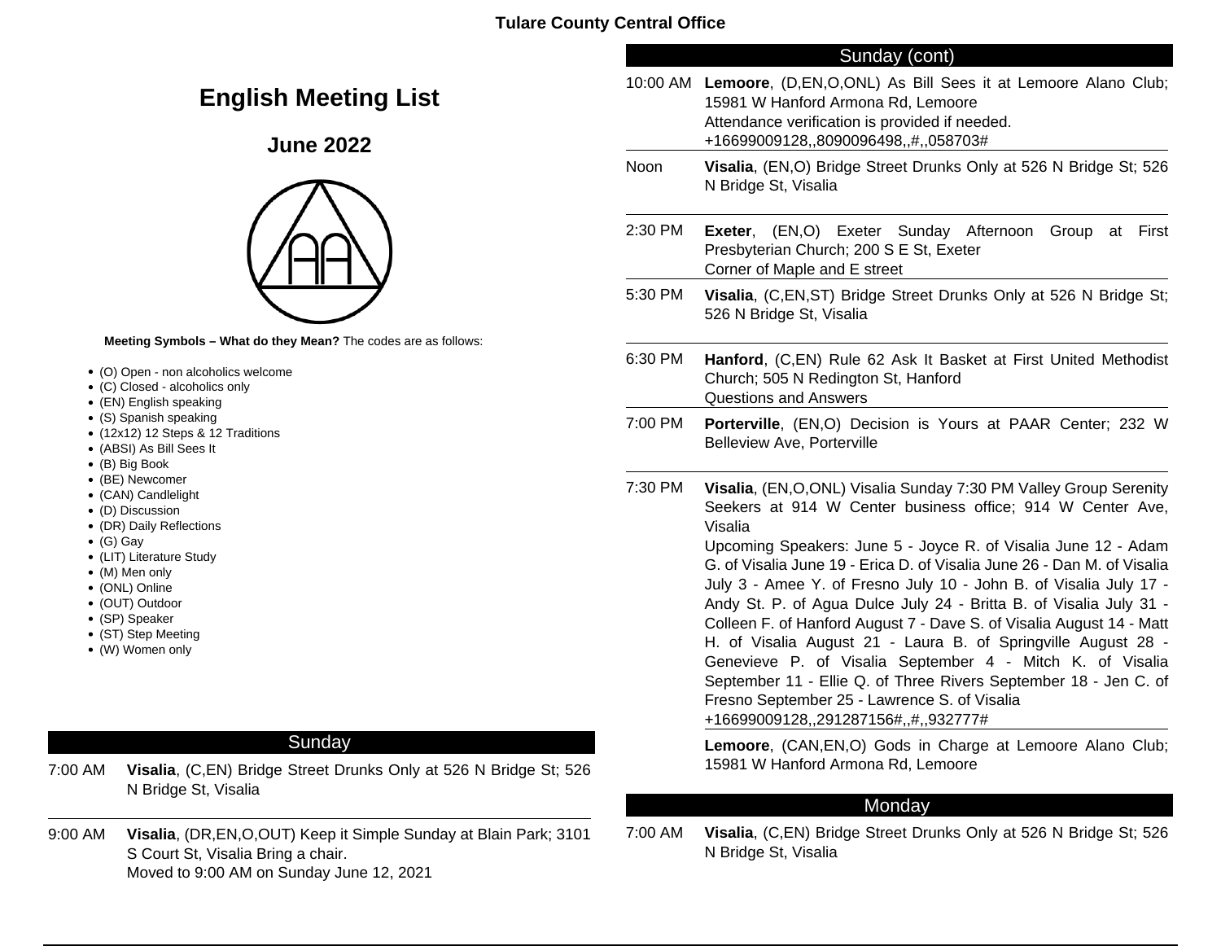**Tulare County Central Office**

# English Meeting List

## June 2022

**Meeting Symbols – What do they Mean?** The codes are as follows:

- (O) Open - non alcoholics welcome
- (C) Closed - alcoholics only
- (EN) English speaking
- (S) Spanish speaking
- (12x12) 12 Steps & 12 Traditions
- (ABSI) As Bill Sees It
- (B) Big Book
- (BE) Newcomer
- (CAN) Candlelight
- (D) Discussion
- (DR) Daily Reflections
- (G) Gay
- (LIT) Literature Study
- (M) Men only
- (ONL) Online
- (OUT) Outdoor
- (SP) Speaker
- (ST) Step Meeting
- (W) Women only

### Sunday

7:00 AM — **Visalia**, (C,EN) Bridge Street Drunks Only at 526 N Bridge St; 526 N Bridge St, Visalia

9:00 AM — **Visalia**, (DR,EN,O,OUT) Keep it Simple Sunday at Blain Park; 3101 S Court St, Visalia Bring a chair.
Moved to 9:00 AM on Sunday June 12, 2021

### Sunday (cont)

10:00 AM — **Lemoore**, (D,EN,O,ONL) As Bill Sees it at Lemoore Alano Club; 15981 W Hanford Armona Rd, Lemoore
Attendance verification is provided if needed.
+16699009128,,8090096498,,#,,058703#

Noon — **Visalia**, (EN,O) Bridge Street Drunks Only at 526 N Bridge St; 526 N Bridge St, Visalia

2:30 PM — **Exeter**, (EN,O) Exeter Sunday Afternoon Group at First Presbyterian Church; 200 S E St, Exeter
Corner of Maple and E street

5:30 PM — **Visalia**, (C,EN,ST) Bridge Street Drunks Only at 526 N Bridge St; 526 N Bridge St, Visalia

6:30 PM — **Hanford**, (C,EN) Rule 62 Ask It Basket at First United Methodist Church; 505 N Redington St, Hanford
Questions and Answers

7:00 PM — **Porterville**, (EN,O) Decision is Yours at PAAR Center; 232 W Belleview Ave, Porterville

7:30 PM — **Visalia**, (EN,O,ONL) Visalia Sunday 7:30 PM Valley Group Serenity Seekers at 914 W Center business office; 914 W Center Ave, Visalia
Upcoming Speakers: June 5 - Joyce R. of Visalia June 12 - Adam G. of Visalia June 19 - Erica D. of Visalia June 26 - Dan M. of Visalia July 3 - Amee Y. of Fresno July 10 - John B. of Visalia July 17 - Andy St. P. of Agua Dulce July 24 - Britta B. of Visalia July 31 - Colleen F. of Hanford August 7 - Dave S. of Visalia August 14 - Matt H. of Visalia August 21 - Laura B. of Springville August 28 - Genevieve P. of Visalia September 4 - Mitch K. of Visalia September 11 - Ellie Q. of Three Rivers September 18 - Jen C. of Fresno September 25 - Lawrence S. of Visalia
+16699009128,,291287156#,,#,,932777#

**Lemoore**, (CAN,EN,O) Gods in Charge at Lemoore Alano Club; 15981 W Hanford Armona Rd, Lemoore

### Monday

7:00 AM — **Visalia**, (C,EN) Bridge Street Drunks Only at 526 N Bridge St; 526 N Bridge St, Visalia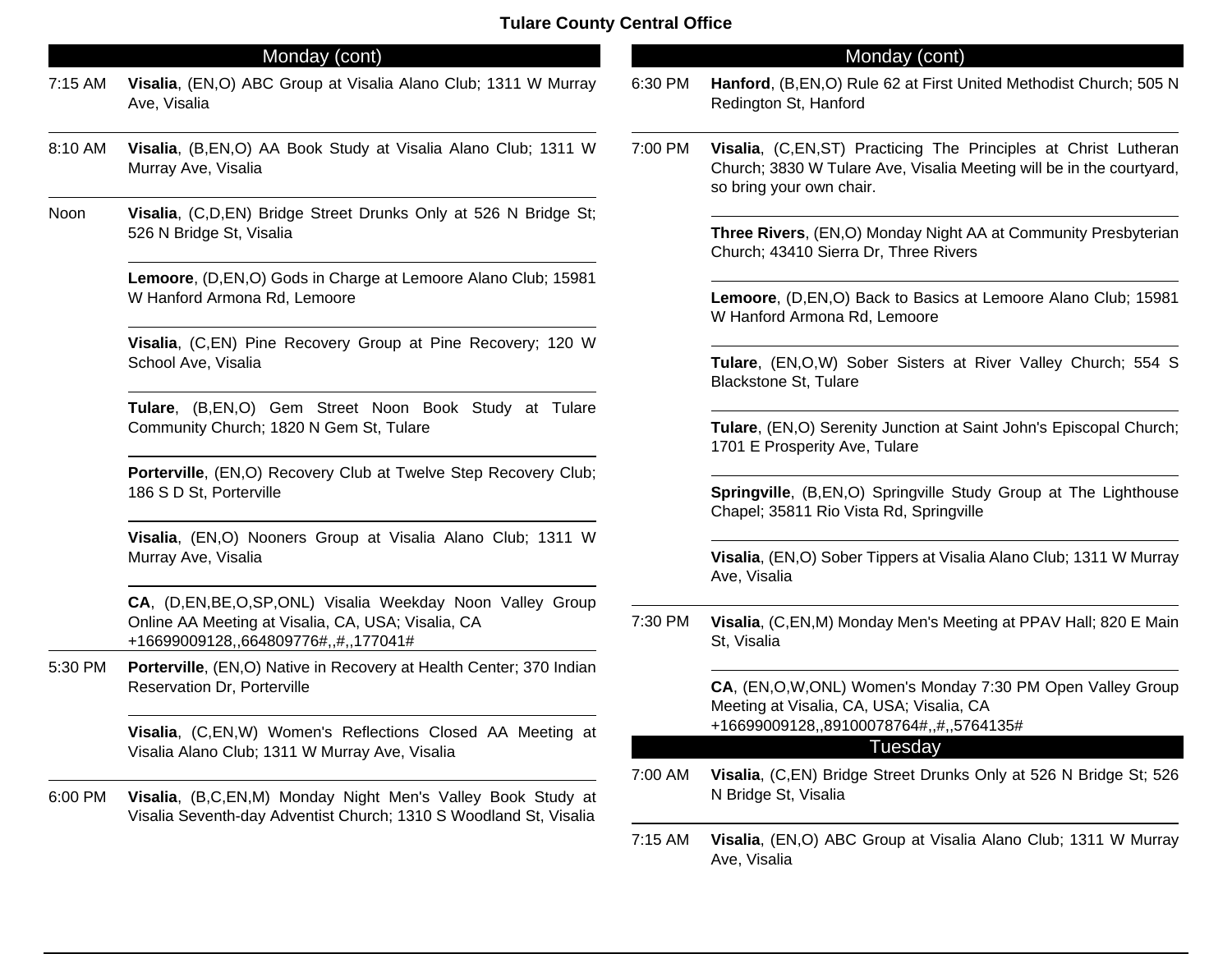## Tulare County Central Office

### Monday (cont)

**7:15 AM**
**Visalia**, (EN,O) ABC Group at Visalia Alano Club; 1311 W Murray Ave, Visalia

**8:10 AM**
**Visalia**, (B,EN,O) AA Book Study at Visalia Alano Club; 1311 W Murray Ave, Visalia

**Noon**
**Visalia**, (C,D,EN) Bridge Street Drunks Only at 526 N Bridge St; 526 N Bridge St, Visalia

**Lemoore**, (D,EN,O) Gods in Charge at Lemoore Alano Club; 15981 W Hanford Armona Rd, Lemoore

**Visalia**, (C,EN) Pine Recovery Group at Pine Recovery; 120 W School Ave, Visalia

**Tulare**, (B,EN,O) Gem Street Noon Book Study at Tulare Community Church; 1820 N Gem St, Tulare

**Porterville**, (EN,O) Recovery Club at Twelve Step Recovery Club; 186 S D St, Porterville

**Visalia**, (EN,O) Nooners Group at Visalia Alano Club; 1311 W Murray Ave, Visalia

**CA**, (D,EN,BE,O,SP,ONL) Visalia Weekday Noon Valley Group Online AA Meeting at Visalia, CA, USA; Visalia, CA +16699009128,,664809776#,,#,,177041#

**5:30 PM**
**Porterville**, (EN,O) Native in Recovery at Health Center; 370 Indian Reservation Dr, Porterville

**Visalia**, (C,EN,W) Women's Reflections Closed AA Meeting at Visalia Alano Club; 1311 W Murray Ave, Visalia

**6:00 PM**
**Visalia**, (B,C,EN,M) Monday Night Men's Valley Book Study at Visalia Seventh-day Adventist Church; 1310 S Woodland St, Visalia

**6:30 PM**
**Hanford**, (B,EN,O) Rule 62 at First United Methodist Church; 505 N Redington St, Hanford

**7:00 PM**
**Visalia**, (C,EN,ST) Practicing The Principles at Christ Lutheran Church; 3830 W Tulare Ave, Visalia Meeting will be in the courtyard, so bring your own chair.

**Three Rivers**, (EN,O) Monday Night AA at Community Presbyterian Church; 43410 Sierra Dr, Three Rivers

**Lemoore**, (D,EN,O) Back to Basics at Lemoore Alano Club; 15981 W Hanford Armona Rd, Lemoore

**Tulare**, (EN,O,W) Sober Sisters at River Valley Church; 554 S Blackstone St, Tulare

**Tulare**, (EN,O) Serenity Junction at Saint John's Episcopal Church; 1701 E Prosperity Ave, Tulare

**Springville**, (B,EN,O) Springville Study Group at The Lighthouse Chapel; 35811 Rio Vista Rd, Springville

**Visalia**, (EN,O) Sober Tippers at Visalia Alano Club; 1311 W Murray Ave, Visalia

**7:30 PM**
**Visalia**, (C,EN,M) Monday Men's Meeting at PPAV Hall; 820 E Main St, Visalia

**CA**, (EN,O,W,ONL) Women's Monday 7:30 PM Open Valley Group Meeting at Visalia, CA, USA; Visalia, CA +16699009128,,89100078764#,,#,,5764135#

### Tuesday

**7:00 AM**
**Visalia**, (C,EN) Bridge Street Drunks Only at 526 N Bridge St; 526 N Bridge St, Visalia

**7:15 AM**
**Visalia**, (EN,O) ABC Group at Visalia Alano Club; 1311 W Murray Ave, Visalia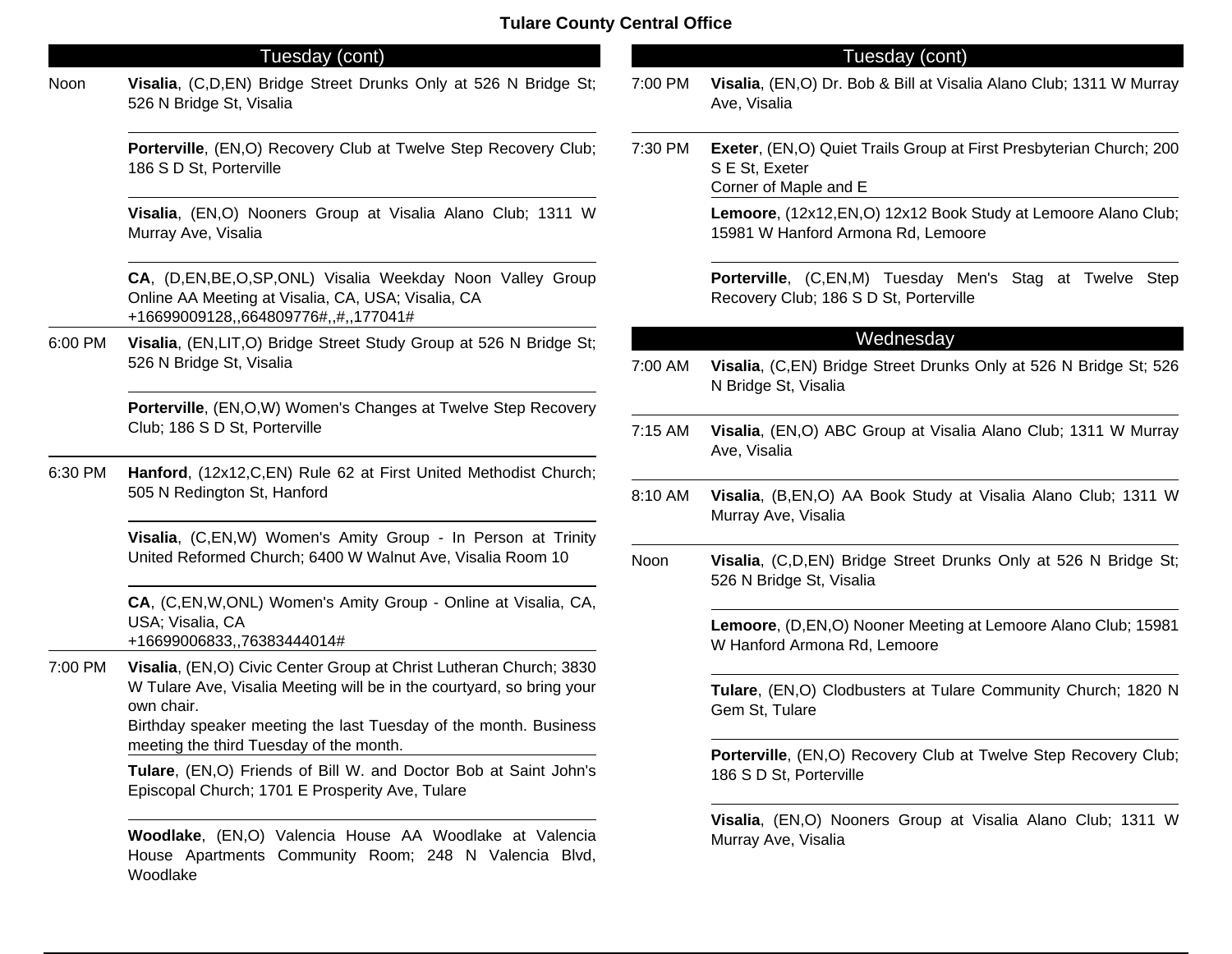# Tulare County Central Office

## Tuesday (cont)

**Noon**

**Visalia**, (C,D,EN) Bridge Street Drunks Only at 526 N Bridge St; 526 N Bridge St, Visalia

**Porterville**, (EN,O) Recovery Club at Twelve Step Recovery Club; 186 S D St, Porterville

**Visalia**, (EN,O) Nooners Group at Visalia Alano Club; 1311 W Murray Ave, Visalia

**CA**, (D,EN,BE,O,SP,ONL) Visalia Weekday Noon Valley Group Online AA Meeting at Visalia, CA, USA; Visalia, CA
+16699009128,,664809776#,,#,,177041#

**6:00 PM**

**Visalia**, (EN,LIT,O) Bridge Street Study Group at 526 N Bridge St; 526 N Bridge St, Visalia

**Porterville**, (EN,O,W) Women's Changes at Twelve Step Recovery Club; 186 S D St, Porterville

**6:30 PM**

**Hanford**, (12x12,C,EN) Rule 62 at First United Methodist Church; 505 N Redington St, Hanford

**Visalia**, (C,EN,W) Women's Amity Group - In Person at Trinity United Reformed Church; 6400 W Walnut Ave, Visalia Room 10

**CA**, (C,EN,W,ONL) Women's Amity Group - Online at Visalia, CA, USA; Visalia, CA
+16699006833,,76383444014#

**7:00 PM**

**Visalia**, (EN,O) Civic Center Group at Christ Lutheran Church; 3830 W Tulare Ave, Visalia Meeting will be in the courtyard, so bring your own chair.
Birthday speaker meeting the last Tuesday of the month. Business meeting the third Tuesday of the month.

**Tulare**, (EN,O) Friends of Bill W. and Doctor Bob at Saint John's Episcopal Church; 1701 E Prosperity Ave, Tulare

**Woodlake**, (EN,O) Valencia House AA Woodlake at Valencia House Apartments Community Room; 248 N Valencia Blvd, Woodlake

**Visalia**, (EN,O) Dr. Bob & Bill at Visalia Alano Club; 1311 W Murray Ave, Visalia

**7:30 PM**

**Exeter**, (EN,O) Quiet Trails Group at First Presbyterian Church; 200 S E St, Exeter
Corner of Maple and E

**Lemoore**, (12x12,EN,O) 12x12 Book Study at Lemoore Alano Club; 15981 W Hanford Armona Rd, Lemoore

**Porterville**, (C,EN,M) Tuesday Men's Stag at Twelve Step Recovery Club; 186 S D St, Porterville

## Wednesday

**7:00 AM**

**Visalia**, (C,EN) Bridge Street Drunks Only at 526 N Bridge St; 526 N Bridge St, Visalia

**7:15 AM**

**Visalia**, (EN,O) ABC Group at Visalia Alano Club; 1311 W Murray Ave, Visalia

**8:10 AM**

**Visalia**, (B,EN,O) AA Book Study at Visalia Alano Club; 1311 W Murray Ave, Visalia

**Noon**

**Visalia**, (C,D,EN) Bridge Street Drunks Only at 526 N Bridge St; 526 N Bridge St, Visalia

**Lemoore**, (D,EN,O) Nooner Meeting at Lemoore Alano Club; 15981 W Hanford Armona Rd, Lemoore

**Tulare**, (EN,O) Clodbusters at Tulare Community Church; 1820 N Gem St, Tulare

**Porterville**, (EN,O) Recovery Club at Twelve Step Recovery Club; 186 S D St, Porterville

**Visalia**, (EN,O) Nooners Group at Visalia Alano Club; 1311 W Murray Ave, Visalia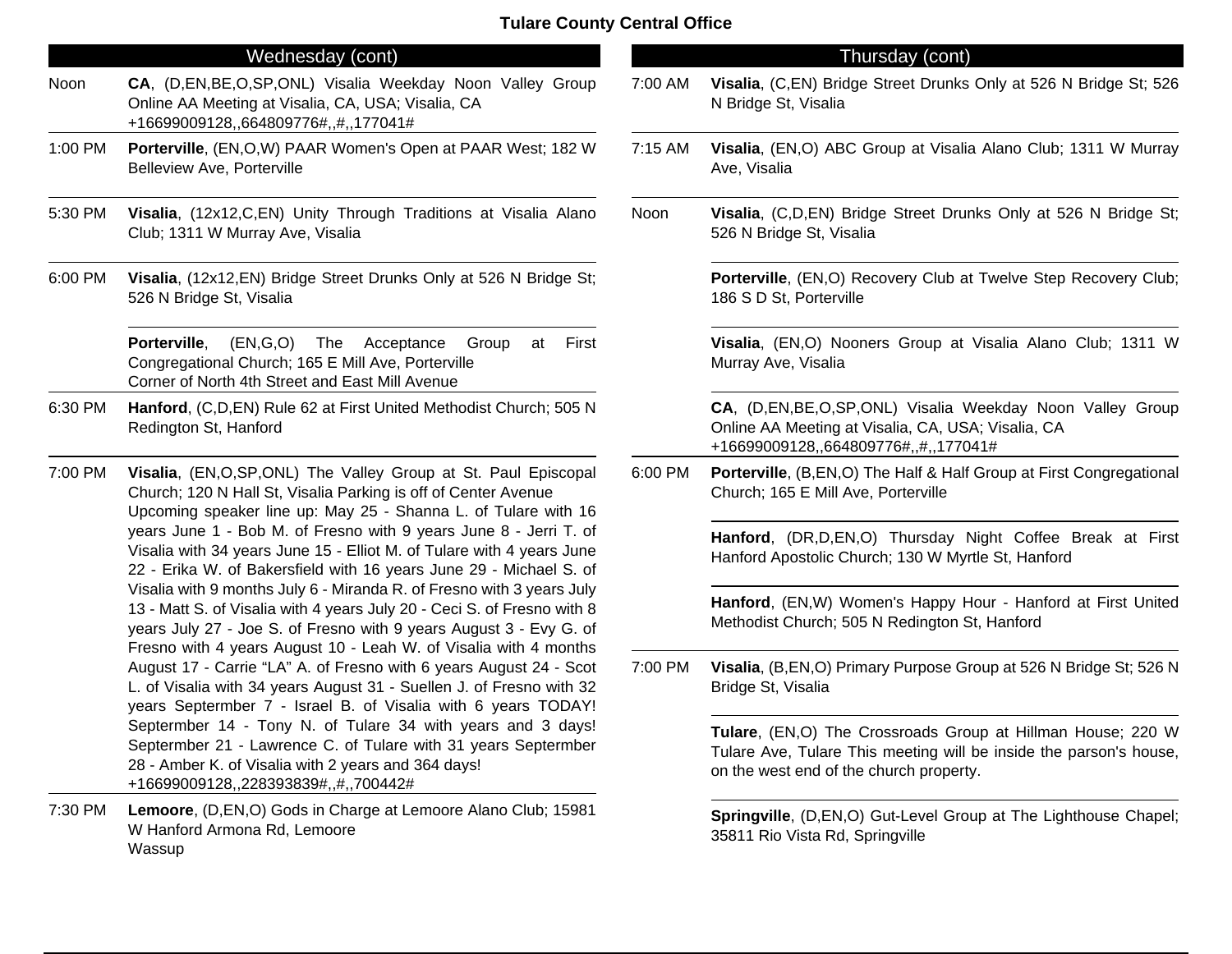# Tulare County Central Office

## Wednesday (cont)

| Time | Meeting |
| --- | --- |
| Noon | **CA**, (D,EN,BE,O,SP,ONL) Visalia Weekday Noon Valley Group Online AA Meeting at Visalia, CA, USA; Visalia, CA +16699009128,,664809776#,,#,,177041# |
| 1:00 PM | **Porterville**, (EN,O,W) PAAR Women's Open at PAAR West; 182 W Belleview Ave, Porterville |
| 5:30 PM | **Visalia**, (12x12,C,EN) Unity Through Traditions at Visalia Alano Club; 1311 W Murray Ave, Visalia |
| 6:00 PM | **Visalia**, (12x12,EN) Bridge Street Drunks Only at 526 N Bridge St; 526 N Bridge St, Visalia |
| | **Porterville**, (EN,G,O) The Acceptance Group at First Congregational Church; 165 E Mill Ave, Porterville Corner of North 4th Street and East Mill Avenue |
| 6:30 PM | **Hanford**, (C,D,EN) Rule 62 at First United Methodist Church; 505 N Redington St, Hanford |
| 7:00 PM | **Visalia**, (EN,O,SP,ONL) The Valley Group at St. Paul Episcopal Church; 120 N Hall St, Visalia Parking is off of Center Avenue Upcoming speaker line up: May 25 - Shanna L. of Tulare with 16 years June 1 - Bob M. of Fresno with 9 years June 8 - Jerri T. of Visalia with 34 years June 15 - Elliot M. of Tulare with 4 years June 22 - Erika W. of Bakersfield with 16 years June 29 - Michael S. of Visalia with 9 months July 6 - Miranda R. of Fresno with 3 years July 13 - Matt S. of Visalia with 4 years July 20 - Ceci S. of Fresno with 8 years July 27 - Joe S. of Fresno with 9 years August 3 - Evy G. of Fresno with 4 years August 10 - Leah W. of Visalia with 4 months August 17 - Carrie "LA" A. of Fresno with 6 years August 24 - Scot L. of Visalia with 34 years August 31 - Suellen J. of Fresno with 32 years Septermber 7 - Israel B. of Visalia with 6 years TODAY! Septermber 14 - Tony N. of Tulare 34 with years and 3 days! Septermber 21 - Lawrence C. of Tulare with 31 years Septermber 28 - Amber K. of Visalia with 2 years and 364 days! +16699009128,,228393839#,,#,,700442# |
| 7:30 PM | **Lemoore**, (D,EN,O) Gods in Charge at Lemoore Alano Club; 15981 W Hanford Armona Rd, Lemoore Wassup |

## Thursday (cont)

| Time | Meeting |
| --- | --- |
| 7:00 AM | **Visalia**, (C,EN) Bridge Street Drunks Only at 526 N Bridge St; 526 N Bridge St, Visalia |
| 7:15 AM | **Visalia**, (EN,O) ABC Group at Visalia Alano Club; 1311 W Murray Ave, Visalia |
| Noon | **Visalia**, (C,D,EN) Bridge Street Drunks Only at 526 N Bridge St; 526 N Bridge St, Visalia |
| | **Porterville**, (EN,O) Recovery Club at Twelve Step Recovery Club; 186 S D St, Porterville |
| | **Visalia**, (EN,O) Nooners Group at Visalia Alano Club; 1311 W Murray Ave, Visalia |
| | **CA**, (D,EN,BE,O,SP,ONL) Visalia Weekday Noon Valley Group Online AA Meeting at Visalia, CA, USA; Visalia, CA +16699009128,,664809776#,,#,,177041# |
| 6:00 PM | **Porterville**, (B,EN,O) The Half & Half Group at First Congregational Church; 165 E Mill Ave, Porterville |
| | **Hanford**, (DR,D,EN,O) Thursday Night Coffee Break at First Hanford Apostolic Church; 130 W Myrtle St, Hanford |
| | **Hanford**, (EN,W) Women's Happy Hour - Hanford at First United Methodist Church; 505 N Redington St, Hanford |
| 7:00 PM | **Visalia**, (B,EN,O) Primary Purpose Group at 526 N Bridge St; 526 N Bridge St, Visalia |
| | **Tulare**, (EN,O) The Crossroads Group at Hillman House; 220 W Tulare Ave, Tulare This meeting will be inside the parson's house, on the west end of the church property. |
| | **Springville**, (D,EN,O) Gut-Level Group at The Lighthouse Chapel; 35811 Rio Vista Rd, Springville |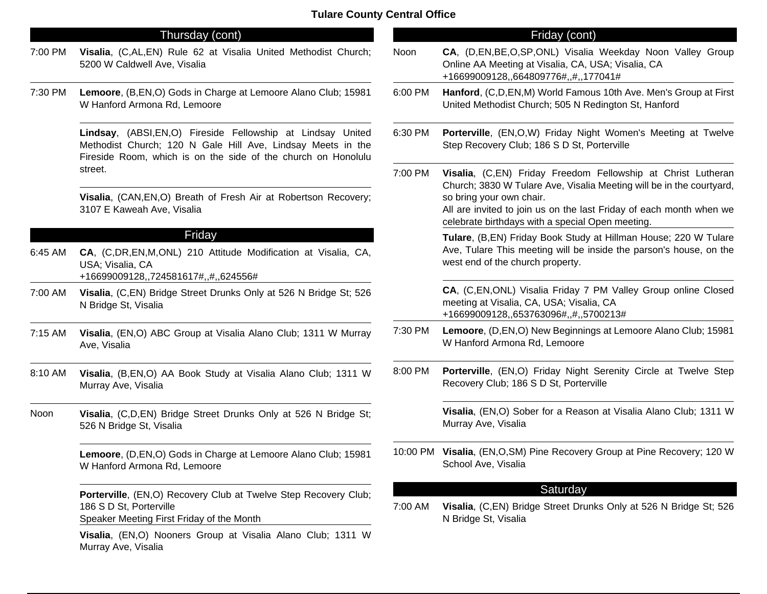## Thursday (cont)

**7:00 PM**

**Visalia**, (C,AL,EN) Rule 62 at Visalia United Methodist Church; 5200 W Caldwell Ave, Visalia

**7:30 PM**

**Lemoore**, (B,EN,O) Gods in Charge at Lemoore Alano Club; 15981 W Hanford Armona Rd, Lemoore

**Lindsay**, (ABSI,EN,O) Fireside Fellowship at Lindsay United Methodist Church; 120 N Gale Hill Ave, Lindsay Meets in the Fireside Room, which is on the side of the church on Honolulu street.

**Visalia**, (CAN,EN,O) Breath of Fresh Air at Robertson Recovery; 3107 E Kaweah Ave, Visalia

## Friday

**6:45 AM**

**CA**, (C,DR,EN,M,ONL) 210 Attitude Modification at Visalia, CA, USA; Visalia, CA
+16699009128,,724581617#,,#,,624556#

**7:00 AM**

**Visalia**, (C,EN) Bridge Street Drunks Only at 526 N Bridge St; 526 N Bridge St, Visalia

**7:15 AM**

**Visalia**, (EN,O) ABC Group at Visalia Alano Club; 1311 W Murray Ave, Visalia

**8:10 AM**

**Visalia**, (B,EN,O) AA Book Study at Visalia Alano Club; 1311 W Murray Ave, Visalia

**Noon**

**Visalia**, (C,D,EN) Bridge Street Drunks Only at 526 N Bridge St; 526 N Bridge St, Visalia

**Lemoore**, (D,EN,O) Gods in Charge at Lemoore Alano Club; 15981 W Hanford Armona Rd, Lemoore

**Porterville**, (EN,O) Recovery Club at Twelve Step Recovery Club; 186 S D St, Porterville
Speaker Meeting First Friday of the Month

**Visalia**, (EN,O) Nooners Group at Visalia Alano Club; 1311 W Murray Ave, Visalia

## Friday (cont)

**Noon**

**CA**, (D,EN,BE,O,SP,ONL) Visalia Weekday Noon Valley Group Online AA Meeting at Visalia, CA, USA; Visalia, CA
+16699009128,,664809776#,,#,,177041#

**6:00 PM**

**Hanford**, (C,D,EN,M) World Famous 10th Ave. Men's Group at First United Methodist Church; 505 N Redington St, Hanford

**6:30 PM**

**Porterville**, (EN,O,W) Friday Night Women's Meeting at Twelve Step Recovery Club; 186 S D St, Porterville

**7:00 PM**

**Visalia**, (C,EN) Friday Freedom Fellowship at Christ Lutheran Church; 3830 W Tulare Ave, Visalia Meeting will be in the courtyard, so bring your own chair.
All are invited to join us on the last Friday of each month when we celebrate birthdays with a special Open meeting.

**Tulare**, (B,EN) Friday Book Study at Hillman House; 220 W Tulare Ave, Tulare This meeting will be inside the parson's house, on the west end of the church property.

**CA**, (C,EN,ONL) Visalia Friday 7 PM Valley Group online Closed meeting at Visalia, CA, USA; Visalia, CA
+16699009128,,653763096#,,#,,5700213#

**7:30 PM**

**Lemoore**, (D,EN,O) New Beginnings at Lemoore Alano Club; 15981 W Hanford Armona Rd, Lemoore

**8:00 PM**

**Porterville**, (EN,O) Friday Night Serenity Circle at Twelve Step Recovery Club; 186 S D St, Porterville

**Visalia**, (EN,O) Sober for a Reason at Visalia Alano Club; 1311 W Murray Ave, Visalia

**10:00 PM**

**Visalia**, (EN,O,SM) Pine Recovery Group at Pine Recovery; 120 W School Ave, Visalia

## Saturday

**7:00 AM**

**Visalia**, (C,EN) Bridge Street Drunks Only at 526 N Bridge St; 526 N Bridge St, Visalia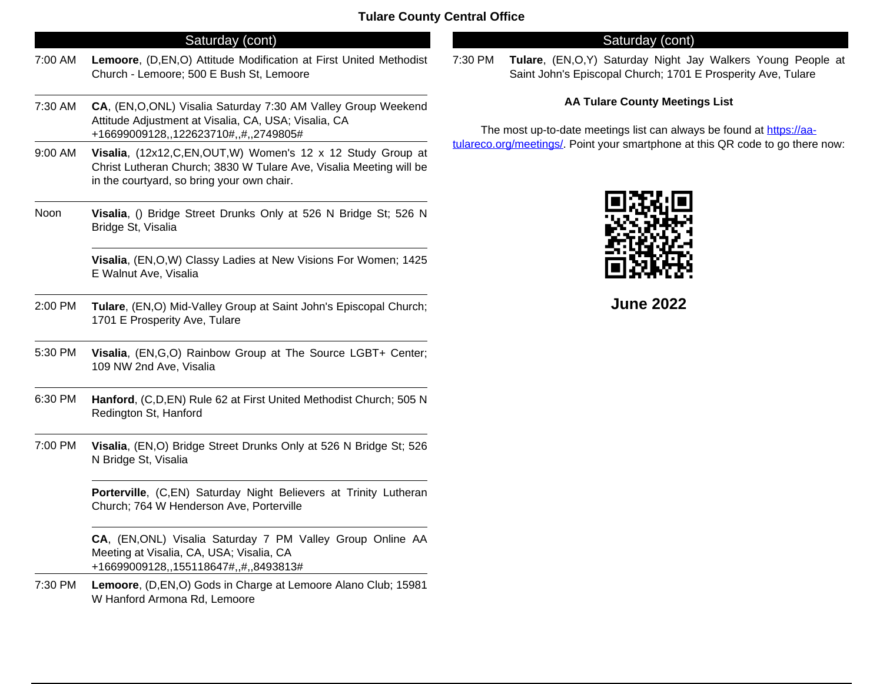## Saturday (cont)

7:00 AM **Lemoore**, (D,EN,O) Attitude Modification at First United Methodist Church - Lemoore; 500 E Bush St, Lemoore

7:30 AM **CA**, (EN,O,ONL) Visalia Saturday 7:30 AM Valley Group Weekend Attitude Adjustment at Visalia, CA, USA; Visalia, CA +16699009128,,122623710#,,#,,2749805#

9:00 AM **Visalia**, (12x12,C,EN,OUT,W) Women's 12 x 12 Study Group at Christ Lutheran Church; 3830 W Tulare Ave, Visalia Meeting will be in the courtyard, so bring your own chair.

Noon **Visalia**, () Bridge Street Drunks Only at 526 N Bridge St; 526 N Bridge St, Visalia

**Visalia**, (EN,O,W) Classy Ladies at New Visions For Women; 1425 E Walnut Ave, Visalia

2:00 PM **Tulare**, (EN,O) Mid-Valley Group at Saint John's Episcopal Church; 1701 E Prosperity Ave, Tulare

5:30 PM **Visalia**, (EN,G,O) Rainbow Group at The Source LGBT+ Center; 109 NW 2nd Ave, Visalia

6:30 PM **Hanford**, (C,D,EN) Rule 62 at First United Methodist Church; 505 N Redington St, Hanford

7:00 PM **Visalia**, (EN,O) Bridge Street Drunks Only at 526 N Bridge St; 526 N Bridge St, Visalia

**Porterville**, (C,EN) Saturday Night Believers at Trinity Lutheran Church; 764 W Henderson Ave, Porterville

**CA**, (EN,ONL) Visalia Saturday 7 PM Valley Group Online AA Meeting at Visalia, CA, USA; Visalia, CA +16699009128,,155118647#,,#,,8493813#

7:30 PM **Lemoore**, (D,EN,O) Gods in Charge at Lemoore Alano Club; 15981 W Hanford Armona Rd, Lemoore

**Tulare**, (EN,O,Y) Saturday Night Jay Walkers Young People at Saint John's Episcopal Church; 1701 E Prosperity Ave, Tulare

### AA Tulare County Meetings List

The most up-to-date meetings list can always be found at https://aa-tulareco.org/meetings/. Point your smartphone at this QR code to go there now:

**June 2022**